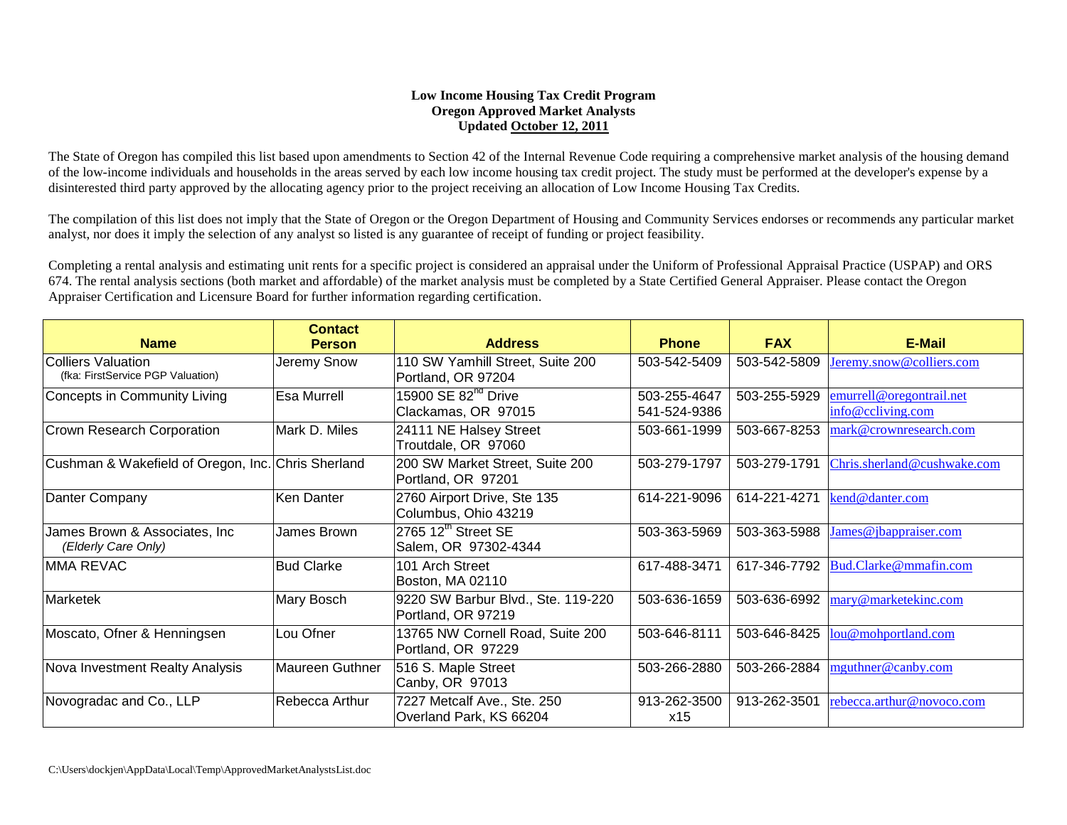**Low Income Housing Tax Credit Program**
**Oregon Approved Market Analysts**
**Updated October 12, 2011**

The State of Oregon has compiled this list based upon amendments to Section 42 of the Internal Revenue Code requiring a comprehensive market analysis of the housing demand of the low-income individuals and households in the areas served by each low income housing tax credit project. The study must be performed at the developer's expense by a disinterested third party approved by the allocating agency prior to the project receiving an allocation of Low Income Housing Tax Credits.

The compilation of this list does not imply that the State of Oregon or the Oregon Department of Housing and Community Services endorses or recommends any particular market analyst, nor does it imply the selection of any analyst so listed is any guarantee of receipt of funding or project feasibility.

Completing a rental analysis and estimating unit rents for a specific project is considered an appraisal under the Uniform of Professional Appraisal Practice (USPAP) and ORS 674. The rental analysis sections (both market and affordable) of the market analysis must be completed by a State Certified General Appraiser. Please contact the Oregon Appraiser Certification and Licensure Board for further information regarding certification.

| Name | Contact Person | Address | Phone | FAX | E-Mail |
|---|---|---|---|---|---|
| Colliers Valuation (fka: FirstService PGP Valuation) | Jeremy Snow | 110 SW Yamhill Street, Suite 200 Portland, OR 97204 | 503-542-5409 | 503-542-5809 | Jeremy.snow@colliers.com |
| Concepts in Community Living | Esa Murrell | 15900 SE 82nd Drive Clackamas, OR 97015 | 503-255-4647 541-524-9386 | 503-255-5929 | emurrell@oregontrail.net info@ccliving.com |
| Crown Research Corporation | Mark D. Miles | 24111 NE Halsey Street Troutdale, OR 97060 | 503-661-1999 | 503-667-8253 | mark@crownresearch.com |
| Cushman & Wakefield of Oregon, Inc. | Chris Sherland | 200 SW Market Street, Suite 200 Portland, OR 97201 | 503-279-1797 | 503-279-1791 | Chris.sherland@cushwake.com |
| Danter Company | Ken Danter | 2760 Airport Drive, Ste 135 Columbus, Ohio 43219 | 614-221-9096 | 614-221-4271 | kend@danter.com |
| James Brown & Associates, Inc *(Elderly Care Only)* | James Brown | 2765 12th Street SE Salem, OR 97302-4344 | 503-363-5969 | 503-363-5988 | James@jbappraiser.com |
| MMA REVAC | Bud Clarke | 101 Arch Street Boston, MA 02110 | 617-488-3471 | 617-346-7792 | Bud.Clarke@mmafin.com |
| Marketek | Mary Bosch | 9220 SW Barbur Blvd., Ste. 119-220 Portland, OR 97219 | 503-636-1659 | 503-636-6992 | mary@marketekinc.com |
| Moscato, Ofner & Henningsen | Lou Ofner | 13765 NW Cornell Road, Suite 200 Portland, OR 97229 | 503-646-8111 | 503-646-8425 | lou@mohportland.com |
| Nova Investment Realty Analysis | Maureen Guthner | 516 S. Maple Street Canby, OR 97013 | 503-266-2880 | 503-266-2884 | mguthner@canby.com |
| Novogradac and Co., LLP | Rebecca Arthur | 7227 Metcalf Ave., Ste. 250 Overland Park, KS 66204 | 913-262-3500 x15 | 913-262-3501 | rebecca.arthur@novoco.com |

C:\Users\dockjen\AppData\Local\Temp\ApprovedMarketAnalystsList.doc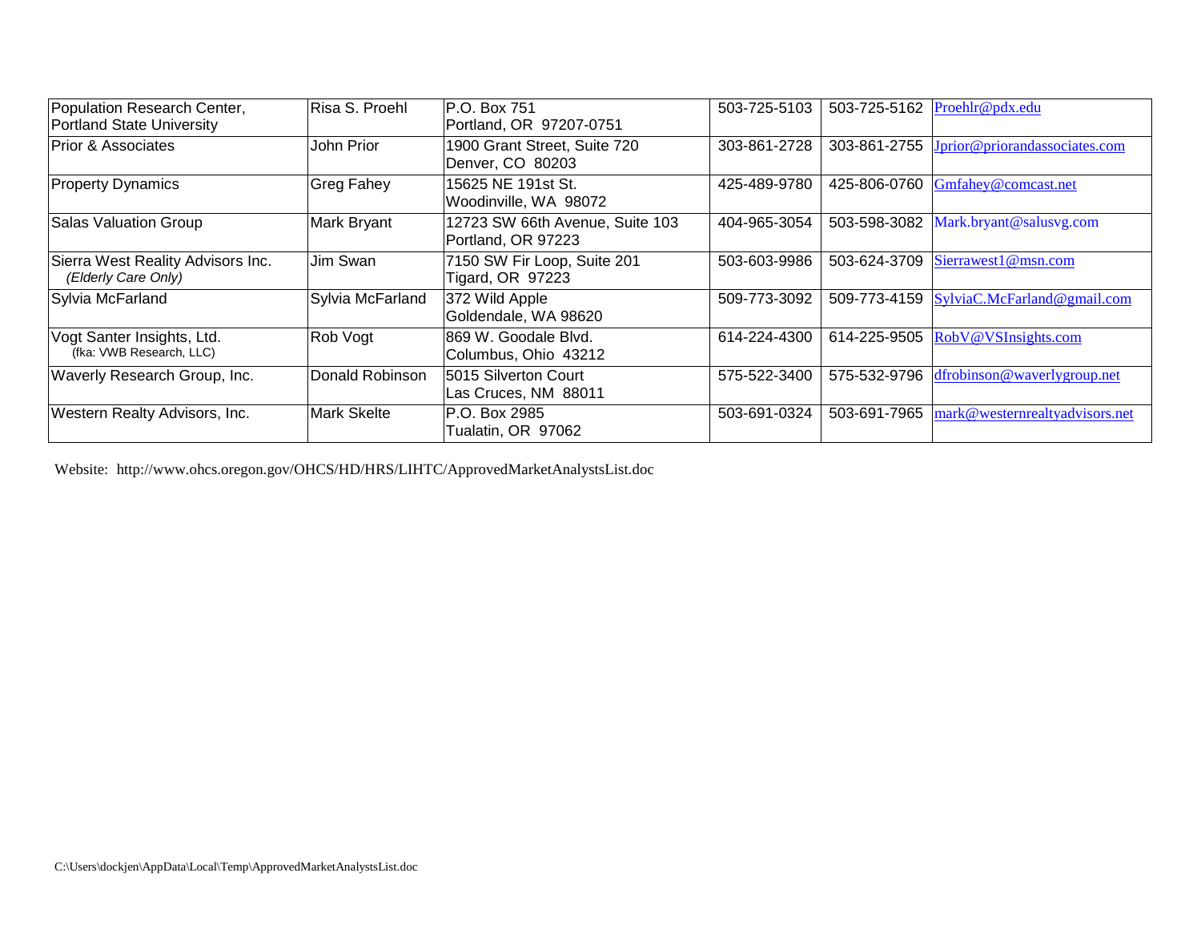| | | | | | |
|---|---|---|---|---|---|
| Population Research Center, Portland State University | Risa S. Proehl | P.O. Box 751 Portland, OR 97207-0751 | 503-725-5103 | 503-725-5162 | Proehlr@pdx.edu |
| Prior & Associates | John Prior | 1900 Grant Street, Suite 720 Denver, CO 80203 | 303-861-2728 | 303-861-2755 | Jprior@priorandassociates.com |
| Property Dynamics | Greg Fahey | 15625 NE 191st St. Woodinville, WA 98072 | 425-489-9780 | 425-806-0760 | Gmfahey@comcast.net |
| Salas Valuation Group | Mark Bryant | 12723 SW 66th Avenue, Suite 103 Portland, OR 97223 | 404-965-3054 | 503-598-3082 | Mark.bryant@salusvg.com |
| Sierra West Reality Advisors Inc. *(Elderly Care Only)* | Jim Swan | 7150 SW Fir Loop, Suite 201 Tigard, OR 97223 | 503-603-9986 | 503-624-3709 | Sierrawest1@msn.com |
| Sylvia McFarland | Sylvia McFarland | 372 Wild Apple Goldendale, WA 98620 | 509-773-3092 | 509-773-4159 | SylviaC.McFarland@gmail.com |
| Vogt Santer Insights, Ltd. (fka: VWB Research, LLC) | Rob Vogt | 869 W. Goodale Blvd. Columbus, Ohio 43212 | 614-224-4300 | 614-225-9505 | RobV@VSInsights.com |
| Waverly Research Group, Inc. | Donald Robinson | 5015 Silverton Court Las Cruces, NM 88011 | 575-522-3400 | 575-532-9796 | dfrobinson@waverlygroup.net |
| Western Realty Advisors, Inc. | Mark Skelte | P.O. Box 2985 Tualatin, OR 97062 | 503-691-0324 | 503-691-7965 | mark@westernrealtyadvisors.net |

Website: http://www.ohcs.oregon.gov/OHCS/HD/HRS/LIHTC/ApprovedMarketAnalystsList.doc

C:\Users\dockjen\AppData\Local\Temp\ApprovedMarketAnalystsList.doc